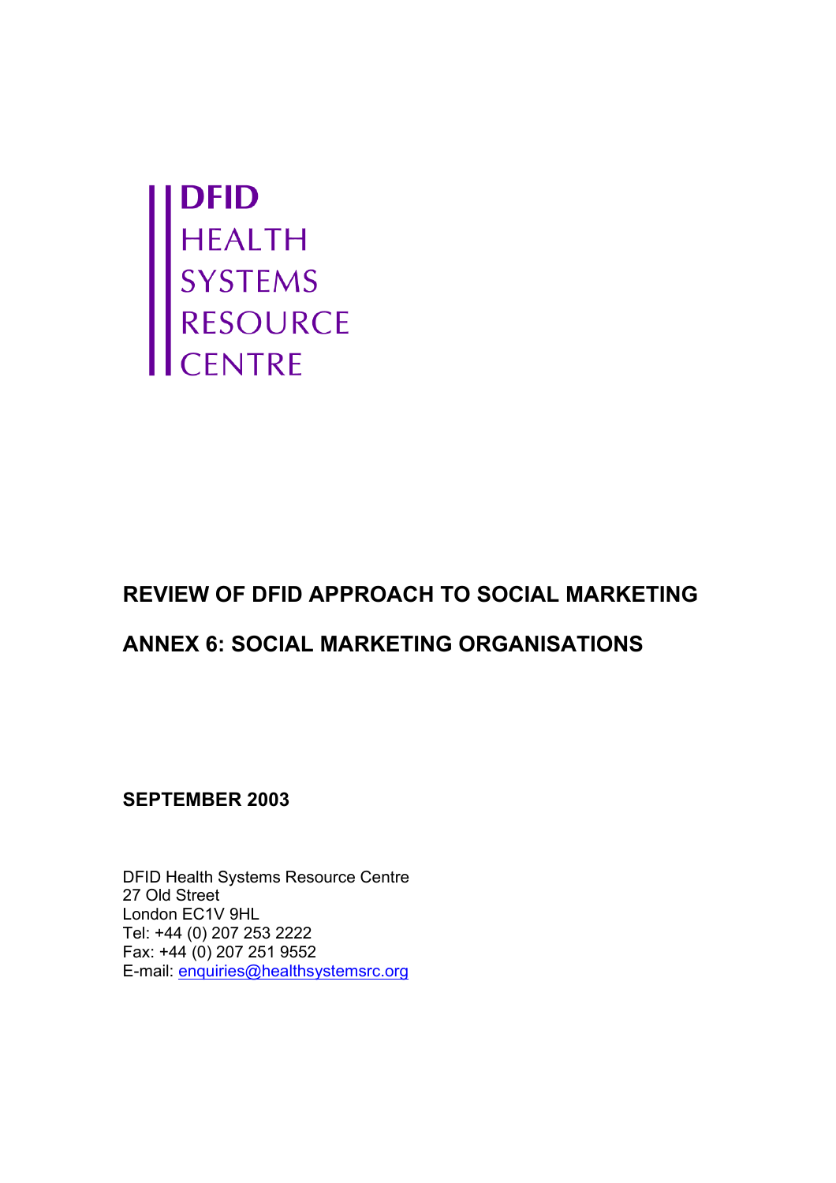DFID
HEALTH
SYSTEMS
RESOURCE
CENTRE

# REVIEW OF DFID APPROACH TO SOCIAL MARKETING

## ANNEX 6: SOCIAL MARKETING ORGANISATIONS

**SEPTEMBER 2003**

DFID Health Systems Resource Centre
27 Old Street
London EC1V 9HL
Tel: +44 (0) 207 253 2222
Fax: +44 (0) 207 251 9552
E-mail: enquiries@healthsystemsrc.org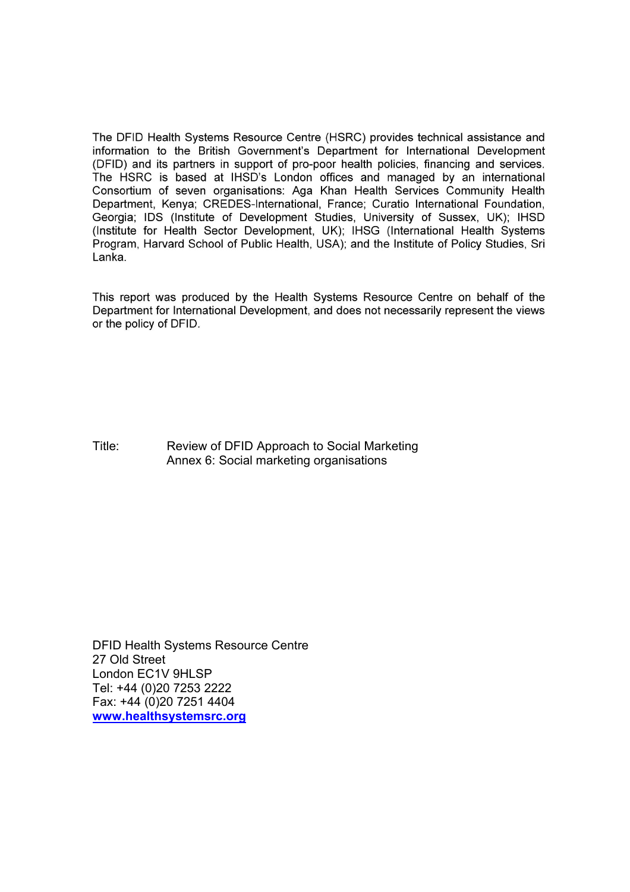The DFID Health Systems Resource Centre (HSRC) provides technical assistance and information to the British Government's Department for International Development (DFID) and its partners in support of pro-poor health policies, financing and services. The HSRC is based at IHSD's London offices and managed by an international Consortium of seven organisations: Aga Khan Health Services Community Health Department, Kenya; CREDES-International, France; Curatio International Foundation, Georgia; IDS (Institute of Development Studies, University of Sussex, UK); IHSD (Institute for Health Sector Development, UK); IHSG (International Health Systems Program, Harvard School of Public Health, USA); and the Institute of Policy Studies, Sri Lanka.

This report was produced by the Health Systems Resource Centre on behalf of the Department for International Development, and does not necessarily represent the views or the policy of DFID.

Title: Review of DFID Approach to Social Marketing
Annex 6: Social marketing organisations

DFID Health Systems Resource Centre
27 Old Street
London EC1V 9HLSP
Tel: +44 (0)20 7253 2222
Fax: +44 (0)20 7251 4404
www.healthsystemsrc.org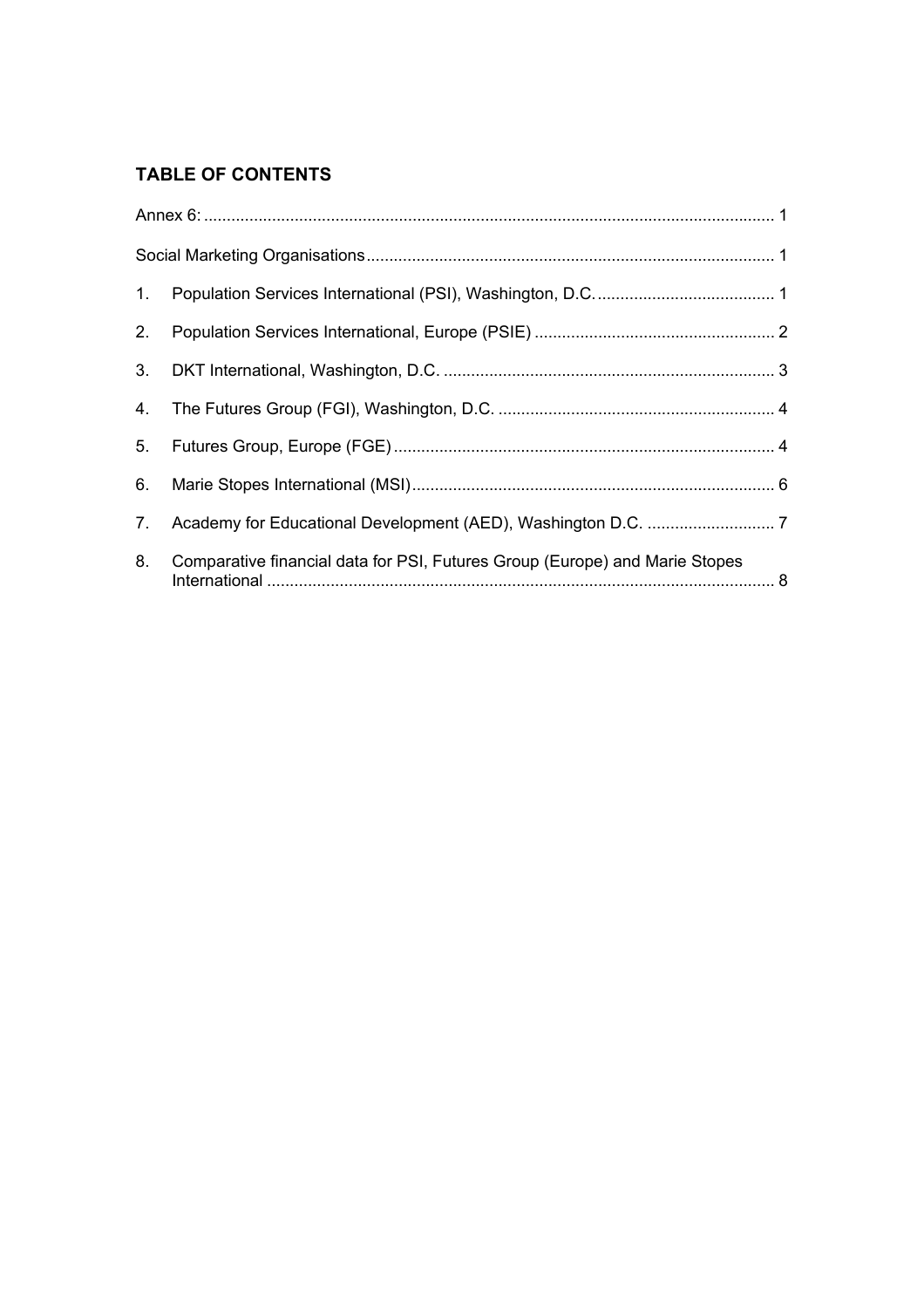## TABLE OF CONTENTS

Annex 6: ........................................................................................................................... 1

Social Marketing Organisations ........................................................................................ 1

1. Population Services International (PSI), Washington, D.C. ....................................... 1
2. Population Services International, Europe (PSIE) ..................................................... 2
3. DKT International, Washington, D.C. ......................................................................... 3
4. The Futures Group (FGI), Washington, D.C. ............................................................. 4
5. Futures Group, Europe (FGE) .................................................................................... 4
6. Marie Stopes International (MSI) ................................................................................ 6
7. Academy for Educational Development (AED), Washington D.C. ............................ 7
8. Comparative financial data for PSI, Futures Group (Europe) and Marie Stopes International ................................................................................................................ 8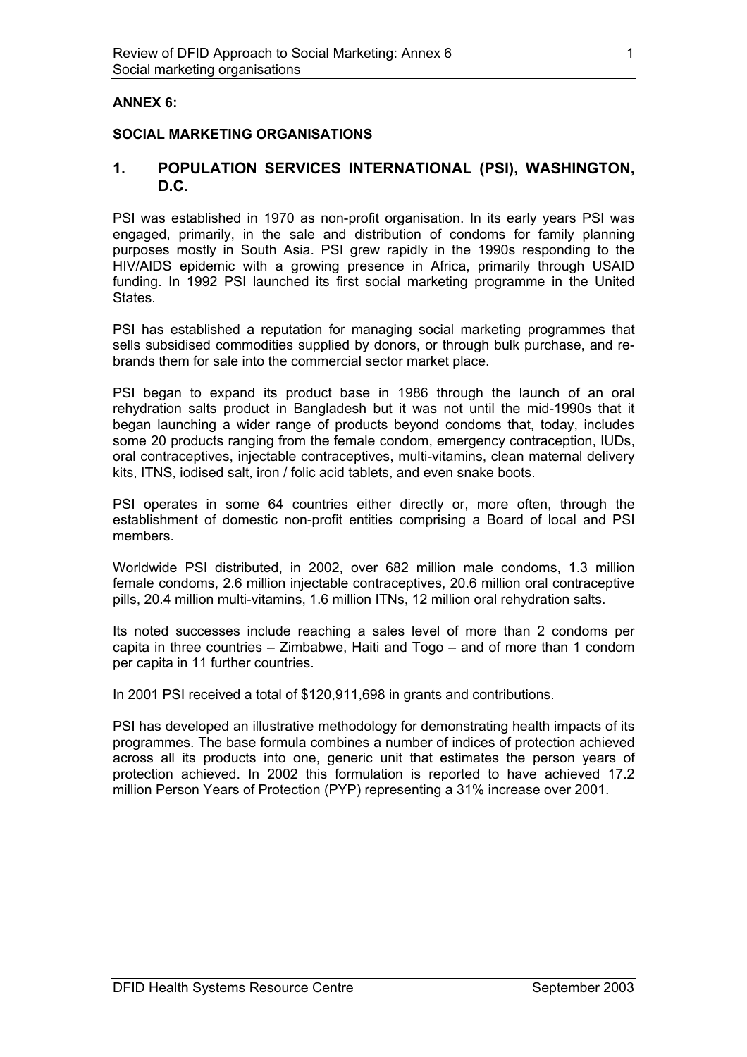**ANNEX 6:**

**SOCIAL MARKETING ORGANISATIONS**

## 1. POPULATION SERVICES INTERNATIONAL (PSI), WASHINGTON, D.C.

PSI was established in 1970 as non-profit organisation. In its early years PSI was engaged, primarily, in the sale and distribution of condoms for family planning purposes mostly in South Asia. PSI grew rapidly in the 1990s responding to the HIV/AIDS epidemic with a growing presence in Africa, primarily through USAID funding. In 1992 PSI launched its first social marketing programme in the United States.

PSI has established a reputation for managing social marketing programmes that sells subsidised commodities supplied by donors, or through bulk purchase, and re-brands them for sale into the commercial sector market place.

PSI began to expand its product base in 1986 through the launch of an oral rehydration salts product in Bangladesh but it was not until the mid-1990s that it began launching a wider range of products beyond condoms that, today, includes some 20 products ranging from the female condom, emergency contraception, IUDs, oral contraceptives, injectable contraceptives, multi-vitamins, clean maternal delivery kits, ITNS, iodised salt, iron / folic acid tablets, and even snake boots.

PSI operates in some 64 countries either directly or, more often, through the establishment of domestic non-profit entities comprising a Board of local and PSI members.

Worldwide PSI distributed, in 2002, over 682 million male condoms, 1.3 million female condoms, 2.6 million injectable contraceptives, 20.6 million oral contraceptive pills, 20.4 million multi-vitamins, 1.6 million ITNs, 12 million oral rehydration salts.

Its noted successes include reaching a sales level of more than 2 condoms per capita in three countries – Zimbabwe, Haiti and Togo – and of more than 1 condom per capita in 11 further countries.

In 2001 PSI received a total of $120,911,698 in grants and contributions.

PSI has developed an illustrative methodology for demonstrating health impacts of its programmes. The base formula combines a number of indices of protection achieved across all its products into one, generic unit that estimates the person years of protection achieved. In 2002 this formulation is reported to have achieved 17.2 million Person Years of Protection (PYP) representing a 31% increase over 2001.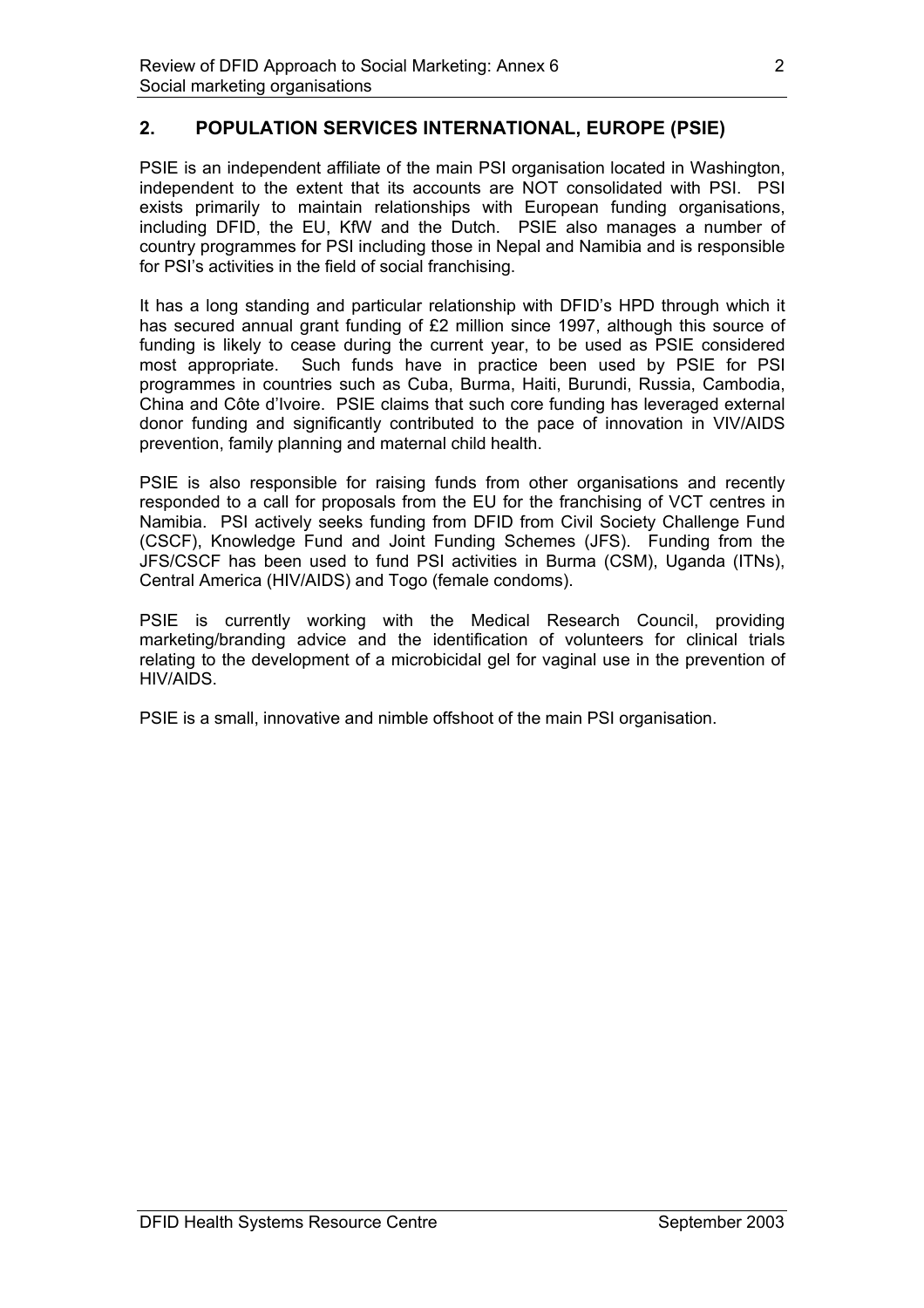## 2. POPULATION SERVICES INTERNATIONAL, EUROPE (PSIE)

PSIE is an independent affiliate of the main PSI organisation located in Washington, independent to the extent that its accounts are NOT consolidated with PSI. PSI exists primarily to maintain relationships with European funding organisations, including DFID, the EU, KfW and the Dutch. PSIE also manages a number of country programmes for PSI including those in Nepal and Namibia and is responsible for PSI's activities in the field of social franchising.

It has a long standing and particular relationship with DFID's HPD through which it has secured annual grant funding of £2 million since 1997, although this source of funding is likely to cease during the current year, to be used as PSIE considered most appropriate. Such funds have in practice been used by PSIE for PSI programmes in countries such as Cuba, Burma, Haiti, Burundi, Russia, Cambodia, China and Côte d'Ivoire. PSIE claims that such core funding has leveraged external donor funding and significantly contributed to the pace of innovation in VIV/AIDS prevention, family planning and maternal child health.

PSIE is also responsible for raising funds from other organisations and recently responded to a call for proposals from the EU for the franchising of VCT centres in Namibia. PSI actively seeks funding from DFID from Civil Society Challenge Fund (CSCF), Knowledge Fund and Joint Funding Schemes (JFS). Funding from the JFS/CSCF has been used to fund PSI activities in Burma (CSM), Uganda (ITNs), Central America (HIV/AIDS) and Togo (female condoms).

PSIE is currently working with the Medical Research Council, providing marketing/branding advice and the identification of volunteers for clinical trials relating to the development of a microbicidal gel for vaginal use in the prevention of HIV/AIDS.

PSIE is a small, innovative and nimble offshoot of the main PSI organisation.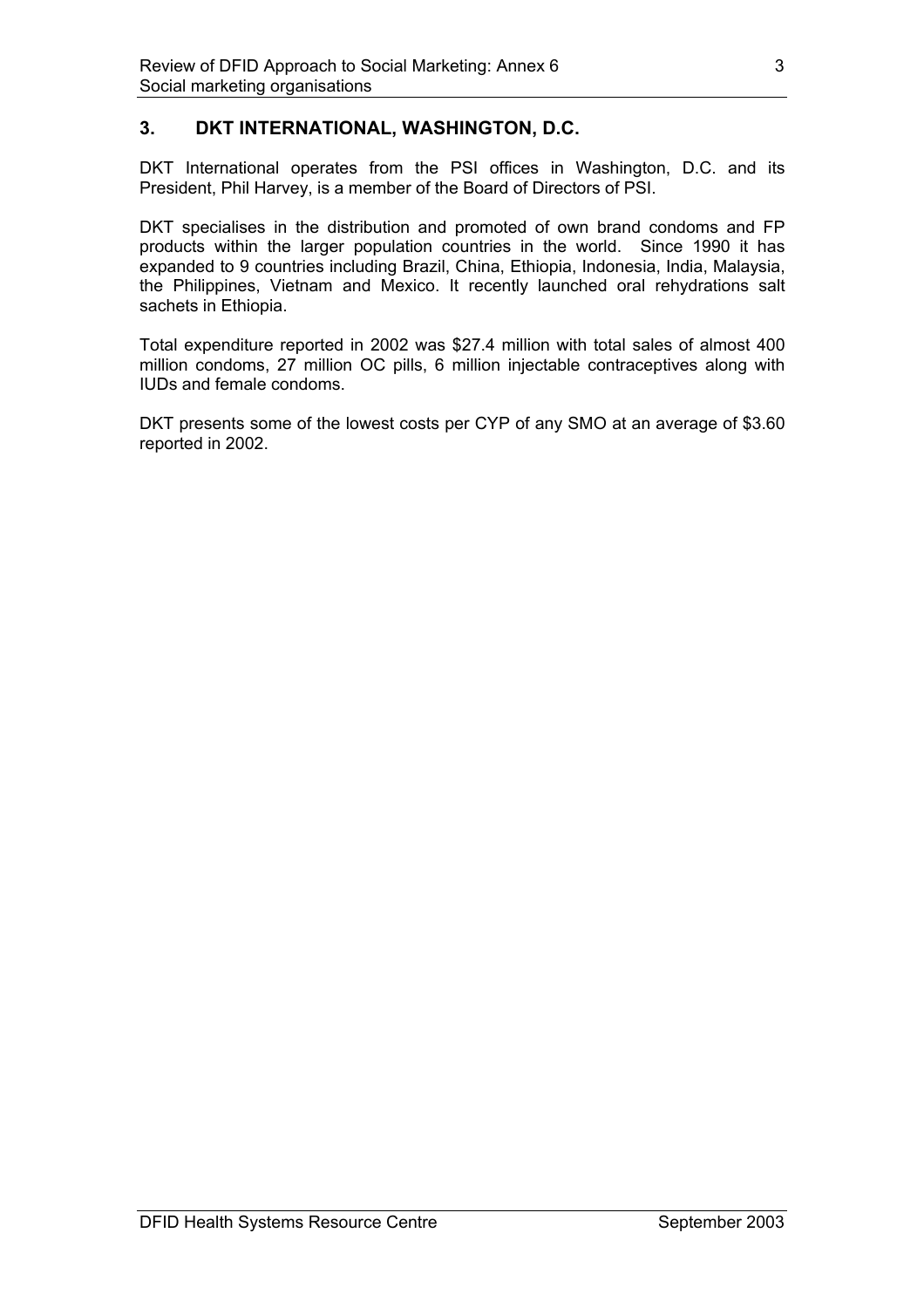## 3. DKT INTERNATIONAL, WASHINGTON, D.C.

DKT International operates from the PSI offices in Washington, D.C. and its President, Phil Harvey, is a member of the Board of Directors of PSI.

DKT specialises in the distribution and promoted of own brand condoms and FP products within the larger population countries in the world. Since 1990 it has expanded to 9 countries including Brazil, China, Ethiopia, Indonesia, India, Malaysia, the Philippines, Vietnam and Mexico. It recently launched oral rehydrations salt sachets in Ethiopia.

Total expenditure reported in 2002 was $27.4 million with total sales of almost 400 million condoms, 27 million OC pills, 6 million injectable contraceptives along with IUDs and female condoms.

DKT presents some of the lowest costs per CYP of any SMO at an average of $3.60 reported in 2002.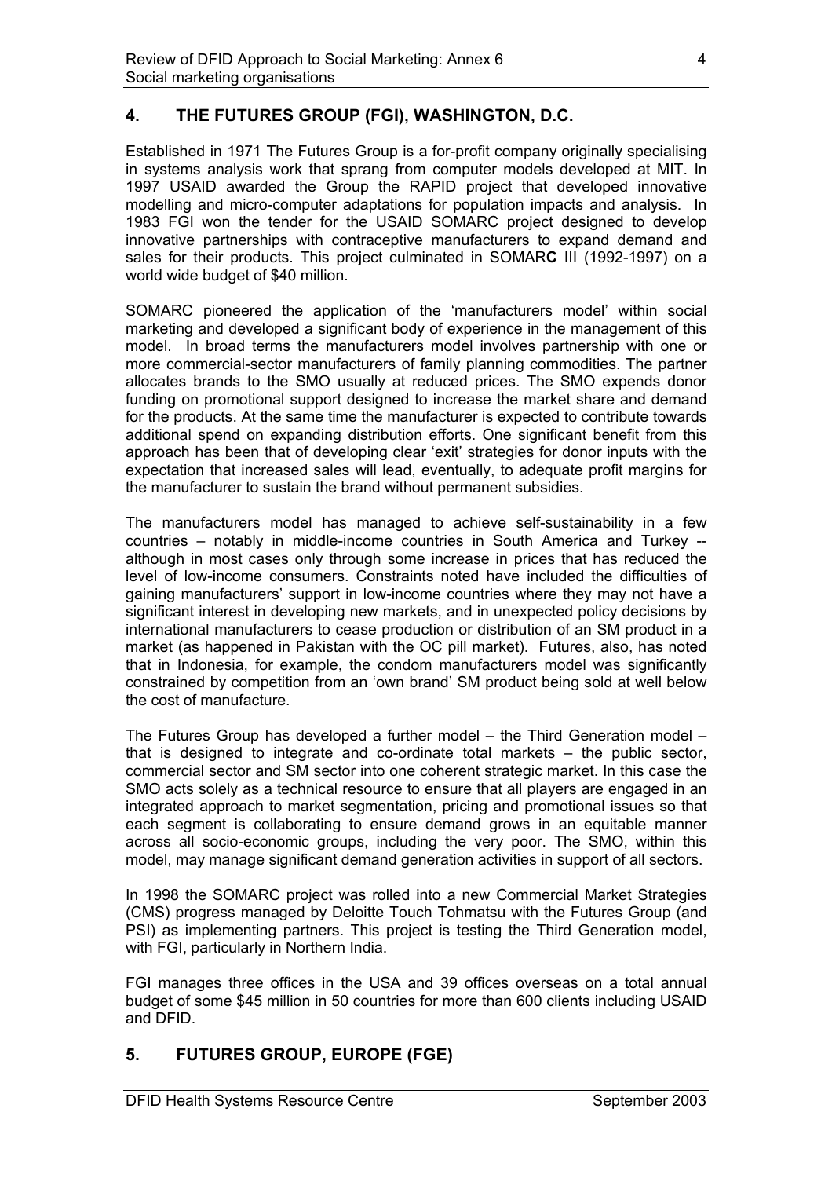## 4. THE FUTURES GROUP (FGI), WASHINGTON, D.C.

Established in 1971 The Futures Group is a for-profit company originally specialising in systems analysis work that sprang from computer models developed at MIT. In 1997 USAID awarded the Group the RAPID project that developed innovative modelling and micro-computer adaptations for population impacts and analysis. In 1983 FGI won the tender for the USAID SOMARC project designed to develop innovative partnerships with contraceptive manufacturers to expand demand and sales for their products. This project culminated in SOMAR**C** III (1992-1997) on a world wide budget of $40 million.

SOMARC pioneered the application of the 'manufacturers model' within social marketing and developed a significant body of experience in the management of this model. In broad terms the manufacturers model involves partnership with one or more commercial-sector manufacturers of family planning commodities. The partner allocates brands to the SMO usually at reduced prices. The SMO expends donor funding on promotional support designed to increase the market share and demand for the products. At the same time the manufacturer is expected to contribute towards additional spend on expanding distribution efforts. One significant benefit from this approach has been that of developing clear 'exit' strategies for donor inputs with the expectation that increased sales will lead, eventually, to adequate profit margins for the manufacturer to sustain the brand without permanent subsidies.

The manufacturers model has managed to achieve self-sustainability in a few countries – notably in middle-income countries in South America and Turkey -- although in most cases only through some increase in prices that has reduced the level of low-income consumers. Constraints noted have included the difficulties of gaining manufacturers' support in low-income countries where they may not have a significant interest in developing new markets, and in unexpected policy decisions by international manufacturers to cease production or distribution of an SM product in a market (as happened in Pakistan with the OC pill market). Futures, also, has noted that in Indonesia, for example, the condom manufacturers model was significantly constrained by competition from an 'own brand' SM product being sold at well below the cost of manufacture.

The Futures Group has developed a further model – the Third Generation model – that is designed to integrate and co-ordinate total markets – the public sector, commercial sector and SM sector into one coherent strategic market. In this case the SMO acts solely as a technical resource to ensure that all players are engaged in an integrated approach to market segmentation, pricing and promotional issues so that each segment is collaborating to ensure demand grows in an equitable manner across all socio-economic groups, including the very poor. The SMO, within this model, may manage significant demand generation activities in support of all sectors.

In 1998 the SOMARC project was rolled into a new Commercial Market Strategies (CMS) progress managed by Deloitte Touch Tohmatsu with the Futures Group (and PSI) as implementing partners. This project is testing the Third Generation model, with FGI, particularly in Northern India.

FGI manages three offices in the USA and 39 offices overseas on a total annual budget of some $45 million in 50 countries for more than 600 clients including USAID and DFID.

## 5. FUTURES GROUP, EUROPE (FGE)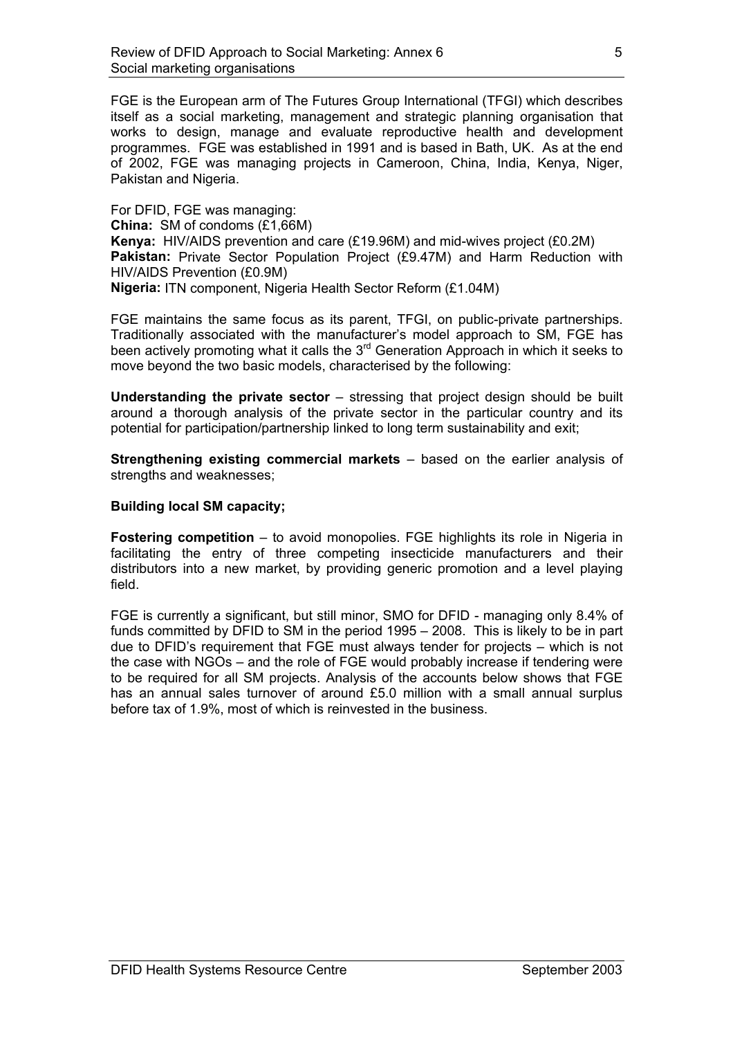FGE is the European arm of The Futures Group International (TFGI) which describes itself as a social marketing, management and strategic planning organisation that works to design, manage and evaluate reproductive health and development programmes. FGE was established in 1991 and is based in Bath, UK. As at the end of 2002, FGE was managing projects in Cameroon, China, India, Kenya, Niger, Pakistan and Nigeria.

For DFID, FGE was managing:
**China:** SM of condoms (£1,66M)
**Kenya:** HIV/AIDS prevention and care (£19.96M) and mid-wives project (£0.2M)
**Pakistan:** Private Sector Population Project (£9.47M) and Harm Reduction with HIV/AIDS Prevention (£0.9M)
**Nigeria:** ITN component, Nigeria Health Sector Reform (£1.04M)

FGE maintains the same focus as its parent, TFGI, on public-private partnerships. Traditionally associated with the manufacturer's model approach to SM, FGE has been actively promoting what it calls the 3rd Generation Approach in which it seeks to move beyond the two basic models, characterised by the following:

**Understanding the private sector** – stressing that project design should be built around a thorough analysis of the private sector in the particular country and its potential for participation/partnership linked to long term sustainability and exit;

**Strengthening existing commercial markets** – based on the earlier analysis of strengths and weaknesses;

**Building local SM capacity;**

**Fostering competition** – to avoid monopolies. FGE highlights its role in Nigeria in facilitating the entry of three competing insecticide manufacturers and their distributors into a new market, by providing generic promotion and a level playing field.

FGE is currently a significant, but still minor, SMO for DFID - managing only 8.4% of funds committed by DFID to SM in the period 1995 – 2008. This is likely to be in part due to DFID's requirement that FGE must always tender for projects – which is not the case with NGOs – and the role of FGE would probably increase if tendering were to be required for all SM projects. Analysis of the accounts below shows that FGE has an annual sales turnover of around £5.0 million with a small annual surplus before tax of 1.9%, most of which is reinvested in the business.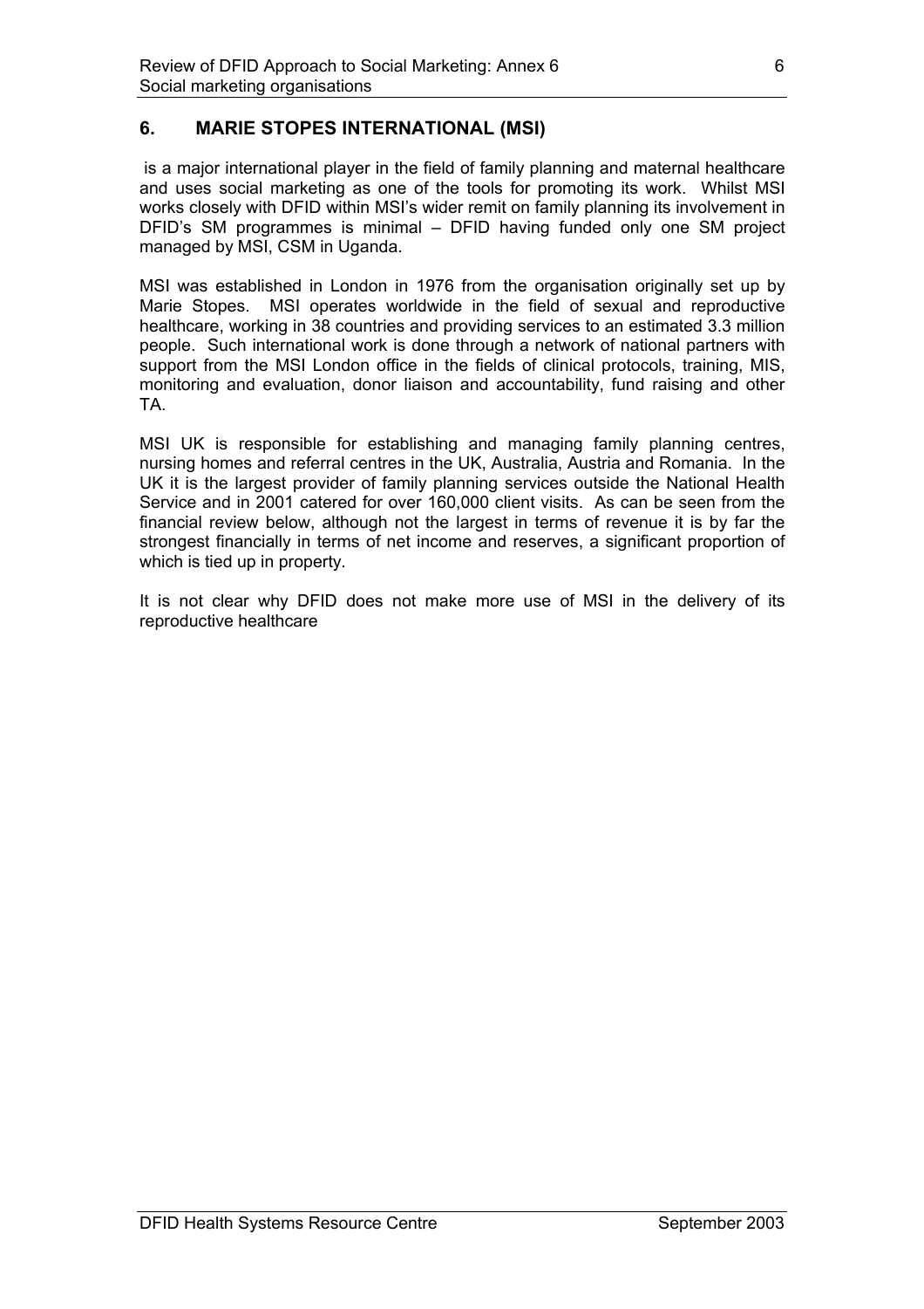## 6. MARIE STOPES INTERNATIONAL (MSI)

is a major international player in the field of family planning and maternal healthcare and uses social marketing as one of the tools for promoting its work. Whilst MSI works closely with DFID within MSI's wider remit on family planning its involvement in DFID's SM programmes is minimal – DFID having funded only one SM project managed by MSI, CSM in Uganda.

MSI was established in London in 1976 from the organisation originally set up by Marie Stopes. MSI operates worldwide in the field of sexual and reproductive healthcare, working in 38 countries and providing services to an estimated 3.3 million people. Such international work is done through a network of national partners with support from the MSI London office in the fields of clinical protocols, training, MIS, monitoring and evaluation, donor liaison and accountability, fund raising and other TA.

MSI UK is responsible for establishing and managing family planning centres, nursing homes and referral centres in the UK, Australia, Austria and Romania. In the UK it is the largest provider of family planning services outside the National Health Service and in 2001 catered for over 160,000 client visits. As can be seen from the financial review below, although not the largest in terms of revenue it is by far the strongest financially in terms of net income and reserves, a significant proportion of which is tied up in property.

It is not clear why DFID does not make more use of MSI in the delivery of its reproductive healthcare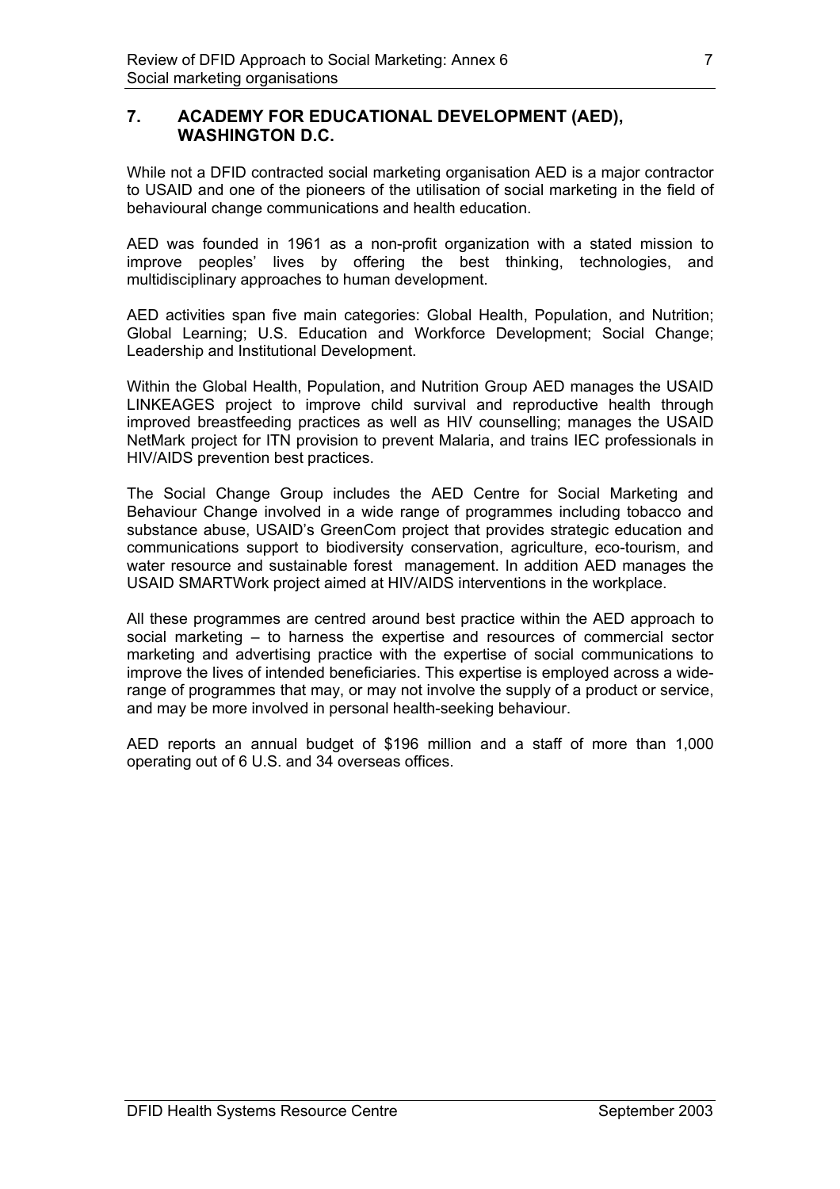## 7. ACADEMY FOR EDUCATIONAL DEVELOPMENT (AED), WASHINGTON D.C.

While not a DFID contracted social marketing organisation AED is a major contractor to USAID and one of the pioneers of the utilisation of social marketing in the field of behavioural change communications and health education.

AED was founded in 1961 as a non-profit organization with a stated mission to improve peoples' lives by offering the best thinking, technologies, and multidisciplinary approaches to human development.

AED activities span five main categories: Global Health, Population, and Nutrition; Global Learning; U.S. Education and Workforce Development; Social Change; Leadership and Institutional Development.

Within the Global Health, Population, and Nutrition Group AED manages the USAID LINKEAGES project to improve child survival and reproductive health through improved breastfeeding practices as well as HIV counselling; manages the USAID NetMark project for ITN provision to prevent Malaria, and trains IEC professionals in HIV/AIDS prevention best practices.

The Social Change Group includes the AED Centre for Social Marketing and Behaviour Change involved in a wide range of programmes including tobacco and substance abuse, USAID's GreenCom project that provides strategic education and communications support to biodiversity conservation, agriculture, eco-tourism, and water resource and sustainable forest management. In addition AED manages the USAID SMARTWork project aimed at HIV/AIDS interventions in the workplace.

All these programmes are centred around best practice within the AED approach to social marketing – to harness the expertise and resources of commercial sector marketing and advertising practice with the expertise of social communications to improve the lives of intended beneficiaries. This expertise is employed across a wide-range of programmes that may, or may not involve the supply of a product or service, and may be more involved in personal health-seeking behaviour.

AED reports an annual budget of $196 million and a staff of more than 1,000 operating out of 6 U.S. and 34 overseas offices.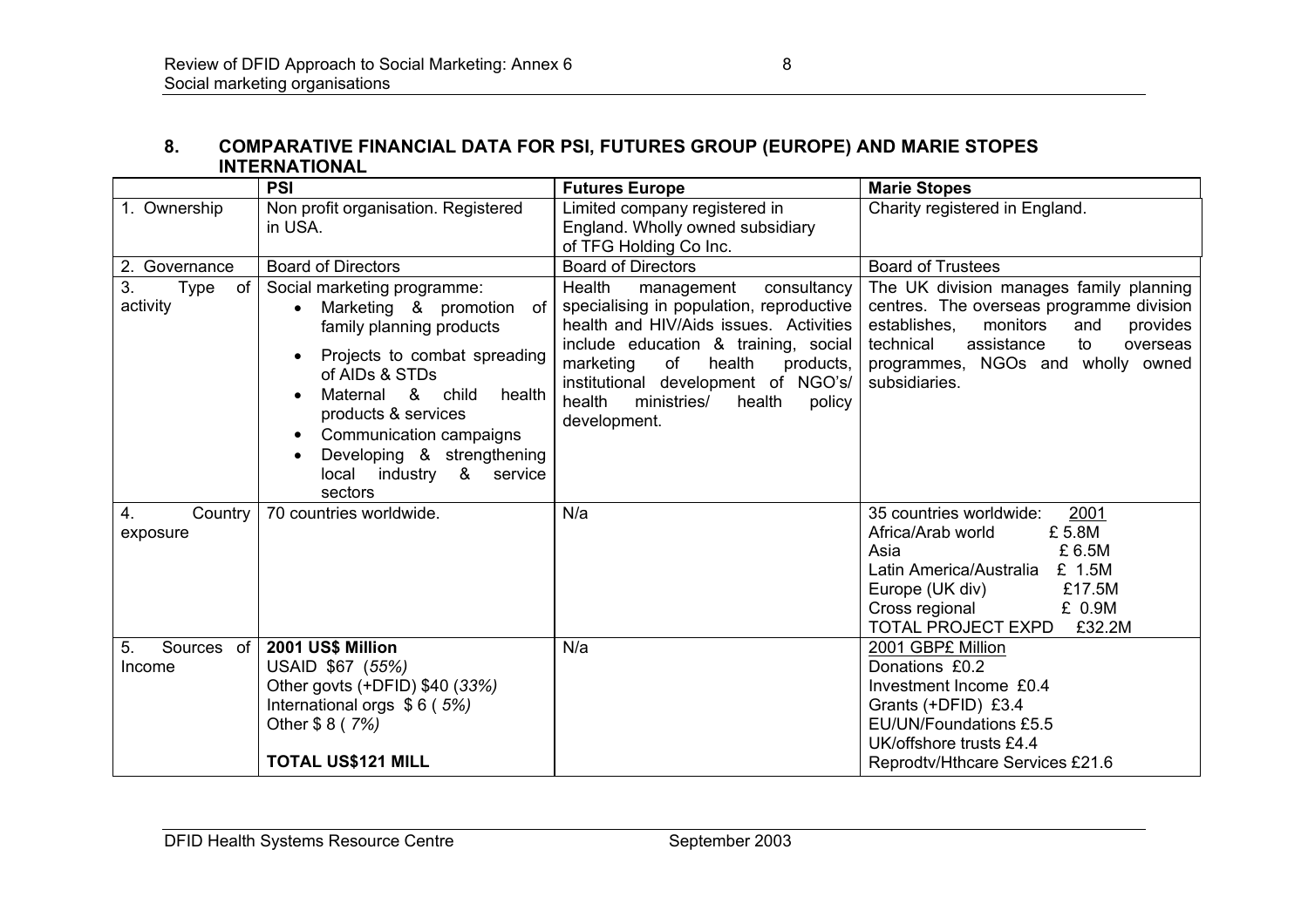## 8. COMPARATIVE FINANCIAL DATA FOR PSI, FUTURES GROUP (EUROPE) AND MARIE STOPES INTERNATIONAL

| | PSI | Futures Europe | Marie Stopes |
|---|---|---|---|
| 1. Ownership | Non profit organisation. Registered in USA. | Limited company registered in England. Wholly owned subsidiary of TFG Holding Co Inc. | Charity registered in England. |
| 2. Governance | Board of Directors | Board of Directors | Board of Trustees |
| 3. Type of activity | Social marketing programme:<br>• Marketing & promotion of family planning products<br>• Projects to combat spreading of AIDs & STDs<br>• Maternal & child health products & services<br>• Communication campaigns<br>• Developing & strengthening local industry & service sectors | Health management consultancy specialising in population, reproductive health and HIV/Aids issues. Activities include education & training, social marketing of health products, institutional development of NGO's/ health ministries/ health policy development. | The UK division manages family planning centres. The overseas programme division establishes, monitors and provides technical assistance to overseas programmes, NGOs and wholly owned subsidiaries. |
| 4. Country exposure | 70 countries worldwide. | N/a | 35 countries worldwide: 2001<br>Africa/Arab world £ 5.8M<br>Asia £ 6.5M<br>Latin America/Australia £ 1.5M<br>Europe (UK div) £17.5M<br>Cross regional £ 0.9M<br>TOTAL PROJECT EXPD £32.2M |
| 5. Sources of Income | **2001 US$ Million**<br>USAID $67 (*55%*)<br>Other govts (+DFID) $40 (*33%*)<br>International orgs $ 6 ( *5%*)<br>Other $ 8 ( *7%*)<br><br>**TOTAL US$121 MILL** | N/a | 2001 GBP£ Million<br>Donations £0.2<br>Investment Income £0.4<br>Grants (+DFID) £3.4<br>EU/UN/Foundations £5.5<br>UK/offshore trusts £4.4<br>Reprodtv/Hthcare Services £21.6 |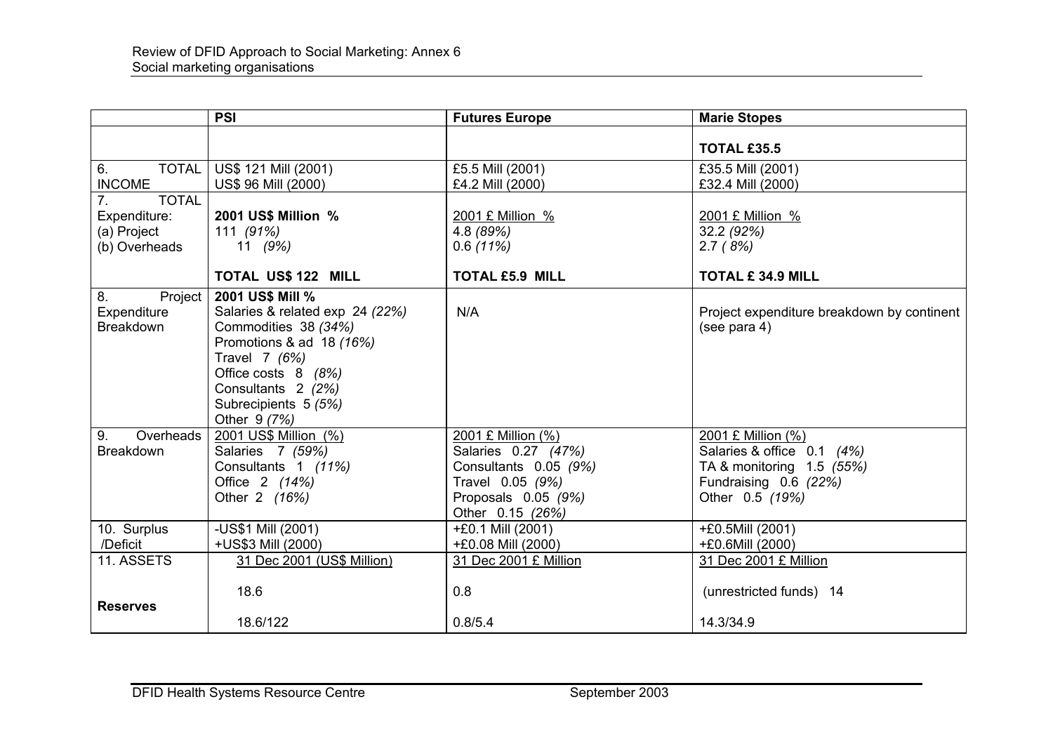| | PSI | Futures Europe | Marie Stopes |
|---|---|---|---|
| | | | **TOTAL £35.5** |
| 6. TOTAL INCOME | US$ 121 Mill (2001)<br>US$ 96 Mill (2000) | £5.5 Mill (2001)<br>£4.2 Mill (2000) | £35.5 Mill (2001)<br>£32.4 Mill (2000) |
| 7. TOTAL Expenditure:<br>(a) Project<br>(b) Overheads | **2001 US$ Million %**<br>111 *(91%)*<br>11 *(9%)*<br><br>**TOTAL US$ 122 MILL** | 2001 £ Million %<br>4.8 *(89%)*<br>0.6 *(11%)*<br><br>**TOTAL £5.9 MILL** | 2001 £ Million %<br>32.2 *(92%)*<br>2.7 *( 8%)*<br><br>**TOTAL £ 34.9 MILL** |
| 8. Project Expenditure Breakdown | **2001 US$ Mill %**<br>Salaries & related exp 24 *(22%)*<br>Commodities 38 *(34%)*<br>Promotions & ad 18 *(16%)*<br>Travel 7 *(6%)*<br>Office costs 8 *(8%)*<br>Consultants 2 *(2%)*<br>Subrecipients 5 *(5%)*<br>Other 9 *(7%)* | N/A | Project expenditure breakdown by continent (see para 4) |
| 9. Overheads Breakdown | 2001 US$ Million (%)<br>Salaries 7 *(59%)*<br>Consultants 1 *(11%)*<br>Office 2 *(14%)*<br>Other 2 *(16%)* | 2001 £ Million (%)<br>Salaries 0.27 *(47%)*<br>Consultants 0.05 *(9%)*<br>Travel 0.05 *(9%)*<br>Proposals 0.05 *(9%)*<br>Other 0.15 *(26%)* | 2001 £ Million (%)<br>Salaries & office 0.1 *(4%)*<br>TA & monitoring 1.5 *(55%)*<br>Fundraising 0.6 *(22%)*<br>Other 0.5 *(19%)* |
| 10. Surplus /Deficit | -US$1 Mill (2001)<br>+US$3 Mill (2000) | +£0.1 Mill (2001)<br>+£0.08 Mill (2000) | +£0.5Mill (2001)<br>+£0.6Mill (2000) |
| 11. ASSETS<br><br>**Reserves** | 31 Dec 2001 (US$ Million)<br><br>18.6<br><br>18.6/122 | 31 Dec 2001 £ Million<br><br>0.8<br><br>0.8/5.4 | 31 Dec 2001 £ Million<br><br>(unrestricted funds) 14<br><br>14.3/34.9 |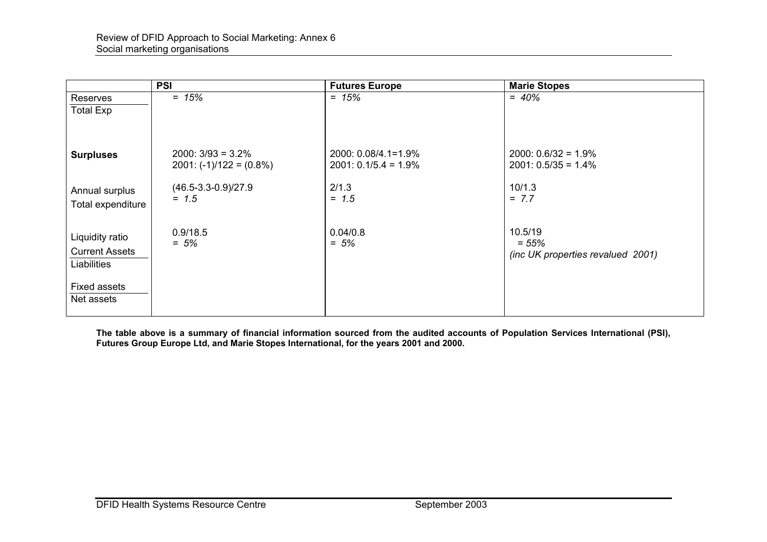| | PSI | Futures Europe | Marie Stopes |
|---|---|---|---|
| Reserves / Total Exp | *= 15%* | *= 15%* | *= 40%* |
| **Surpluses** | 2000: 3/93 = 3.2%<br>2001: (-1)/122 = (0.8%) | 2000: 0.08/4.1=1.9%<br>2001: 0.1/5.4 = 1.9% | 2000: 0.6/32 = 1.9%<br>2001: 0.5/35 = 1.4% |
| Annual surplus / Total expenditure | (46.5-3.3-0.9)/27.9<br>*= 1.5* | 2/1.3<br>*= 1.5* | 10/1.3<br>*= 7.7* |
| Liquidity ratio<br>Current Assets / Liabilities | 0.9/18.5<br>*= 5%* | 0.04/0.8<br>*= 5%* | 10.5/19<br>*= 55%*<br>*(inc UK properties revalued 2001)* |
| Fixed assets / Net assets | | | |

**The table above is a summary of financial information sourced from the audited accounts of Population Services International (PSI), Futures Group Europe Ltd, and Marie Stopes International, for the years 2001 and 2000.**